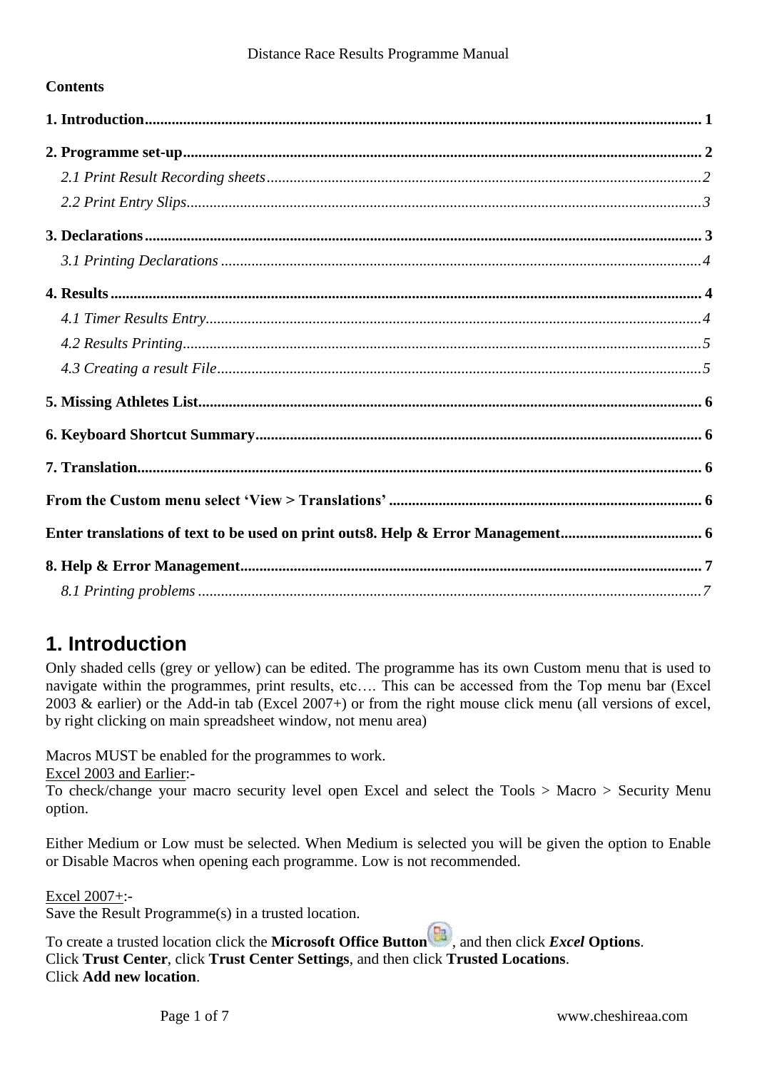**Contents**

**1. Introduction** ........................................................................................................................................ 1

**2. Programme set-up** ................................................................................................................................. 2

*2.1 Print Result Recording sheets* ................................................................................................................. 2

*2.2 Print Entry Slips* ........................................................................................................................................ 3

**3. Declarations** ............................................................................................................................................ 3

*3.1 Printing Declarations* ............................................................................................................................... 4

**4. Results** ...................................................................................................................................................... 4

*4.1 Timer Results Entry* ................................................................................................................................. 4

*4.2 Results Printing* ......................................................................................................................................... 5

*4.3 Creating a result File* ............................................................................................................................... 5

**5. Missing Athletes List** ............................................................................................................................... 6

**6. Keyboard Shortcut Summary** ................................................................................................................... 6

**7. Translation** ................................................................................................................................................. 6

**From the Custom menu select 'View > Translations'** ................................................................................. 6

**Enter translations of text to be used on print outs8. Help & Error Management** ..................................... 6

**8. Help & Error Management** ...................................................................................................................... 7

*8.1 Printing problems* ...................................................................................................................................... 7

# 1. Introduction

Only shaded cells (grey or yellow) can be edited. The programme has its own Custom menu that is used to navigate within the programmes, print results, etc…. This can be accessed from the Top menu bar (Excel 2003 & earlier) or the Add-in tab (Excel 2007+) or from the right mouse click menu (all versions of excel, by right clicking on main spreadsheet window, not menu area)

Macros MUST be enabled for the programmes to work.

Excel 2003 and Earlier:-

To check/change your macro security level open Excel and select the Tools > Macro > Security Menu option.

Either Medium or Low must be selected. When Medium is selected you will be given the option to Enable or Disable Macros when opening each programme. Low is not recommended.

Excel 2007+:-

Save the Result Programme(s) in a trusted location.

To create a trusted location click the **Microsoft Office Button**, and then click ***Excel* Options**.
Click **Trust Center**, click **Trust Center Settings**, and then click **Trusted Locations**.
Click **Add new location**.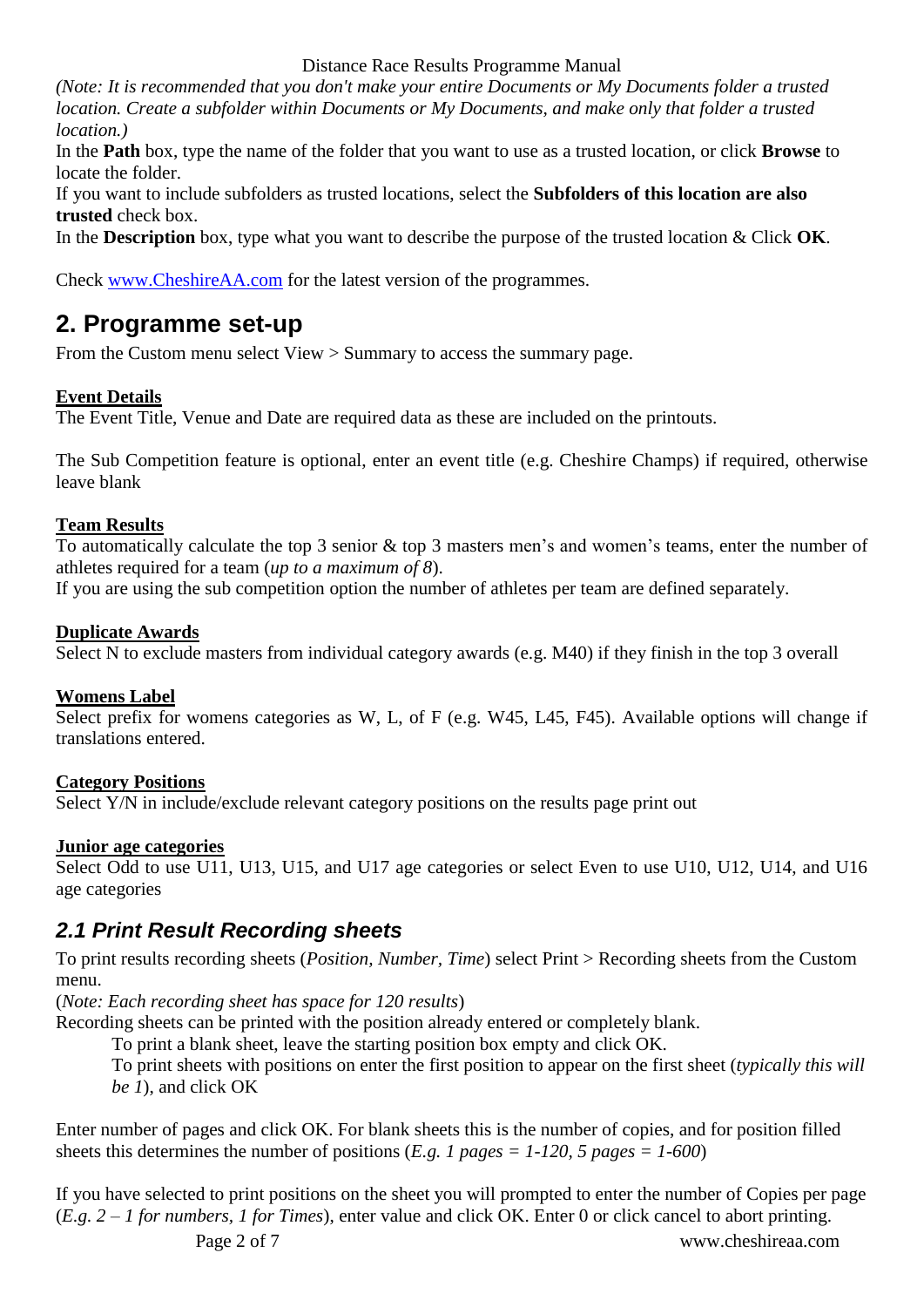*(Note: It is recommended that you don't make your entire Documents or My Documents folder a trusted location. Create a subfolder within Documents or My Documents, and make only that folder a trusted location.)*

In the **Path** box, type the name of the folder that you want to use as a trusted location, or click **Browse** to locate the folder.

If you want to include subfolders as trusted locations, select the **Subfolders of this location are also trusted** check box.

In the **Description** box, type what you want to describe the purpose of the trusted location & Click **OK**.

Check [www.CheshireAA.com](http://www.CheshireAA.com) for the latest version of the programmes.

## 2. Programme set-up

From the Custom menu select View > Summary to access the summary page.

**Event Details**

The Event Title, Venue and Date are required data as these are included on the printouts.

The Sub Competition feature is optional, enter an event title (e.g. Cheshire Champs) if required, otherwise leave blank

**Team Results**

To automatically calculate the top 3 senior & top 3 masters men's and women's teams, enter the number of athletes required for a team (*up to a maximum of 8*).

If you are using the sub competition option the number of athletes per team are defined separately.

**Duplicate Awards**

Select N to exclude masters from individual category awards (e.g. M40) if they finish in the top 3 overall

**Womens Label**

Select prefix for womens categories as W, L, of F (e.g. W45, L45, F45). Available options will change if translations entered.

**Category Positions**

Select Y/N in include/exclude relevant category positions on the results page print out

**Junior age categories**

Select Odd to use U11, U13, U15, and U17 age categories or select Even to use U10, U12, U14, and U16 age categories

### *2.1 Print Result Recording sheets*

To print results recording sheets (*Position, Number, Time*) select Print > Recording sheets from the Custom menu.

(*Note: Each recording sheet has space for 120 results*)

Recording sheets can be printed with the position already entered or completely blank.

> To print a blank sheet, leave the starting position box empty and click OK.
>
> To print sheets with positions on enter the first position to appear on the first sheet (*typically this will be 1*), and click OK

Enter number of pages and click OK. For blank sheets this is the number of copies, and for position filled sheets this determines the number of positions (*E.g. 1 pages = 1-120, 5 pages = 1-600*)

If you have selected to print positions on the sheet you will prompted to enter the number of Copies per page (*E.g. 2 – 1 for numbers, 1 for Times*), enter value and click OK. Enter 0 or click cancel to abort printing.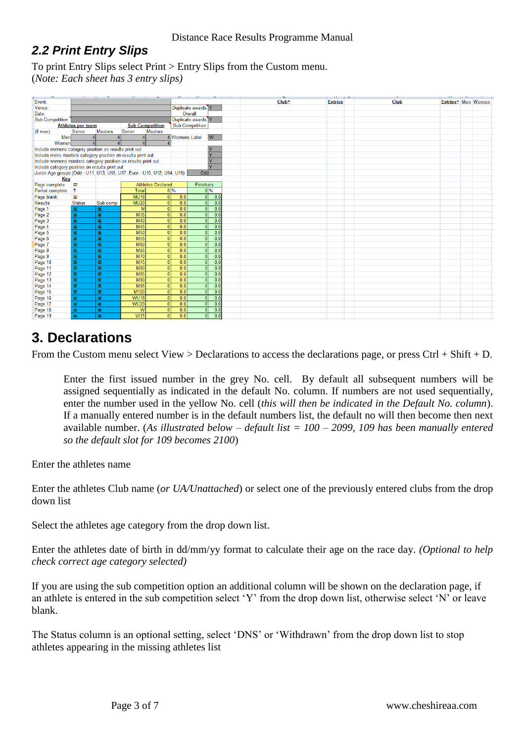## 2.2 Print Entry Slips

To print Entry Slips select Print > Entry Slips from the Custom menu.
(*Note: Each sheet has 3 entry slips)*

| Event: | | | | | | | | |
|---|---|---|---|---|---|---|---|---|
| Venue: | | | | | Duplicate awards | Y | | |
| Date: | | | | | Overall | | | |
| Sub Competition | | | | | Duplicate awards | Y | | |
| | Athletes per team | | Sub Competition | | Sub Competition | | | |
| (8 max) | Senior | Masters | Senior | Masters | | | | |
| Men | 4 | 4 | 4 | 4 | Womens Label | W | | |
| Women | 4 | 4 | 4 | 4 | | | | |
| Include womens category position on results print out | | | | | | Y | | |
| Include mens masters category position on results print out | | | | | | Y | | |
| Include womens masters category position on results print out | | | | | | Y | | |
| Include category position on results print out | | | | | | Y | | |
| Junior Age groups (Odd - U11, U13, U15, U17. Even - U10, U12, U14, U16) | | | | | | Odd | | |
| Key | | | | | | | | |
| Page complete | ☒ | | Athletes Declared | | | Finishers | | |
| Partial complete | ☒ | | Total | 0 | % | 0 | % | |
| Page blank | ☒ | | MU18 | 0 | 0.0 | 0 | 0.0 | |
| Results | Status | Sub comp | MU20 | 0 | 0.0 | 0 | 0.0 | |
| Page 1 | ☒ | ☒ | M | 0 | 0.0 | 0 | 0.0 | |
| Page 2 | ☒ | ☒ | M35 | 0 | 0.0 | 0 | 0.0 | |
| Page 3 | ☒ | ☒ | M40 | 0 | 0.0 | 0 | 0.0 | |
| Page 4 | ☒ | ☒ | M45 | 0 | 0.0 | 0 | 0.0 | |
| Page 5 | ☒ | ☒ | M50 | 0 | 0.0 | 0 | 0.0 | |
| Page 6 | ☒ | ☒ | M55 | 0 | 0.0 | 0 | 0.0 | |
| Page 7 | ☒ | ☒ | M60 | 0 | 0.0 | 0 | 0.0 | |
| Page 8 | ☒ | ☒ | M65 | 0 | 0.0 | 0 | 0.0 | |
| Page 9 | ☒ | ☒ | M70 | 0 | 0.0 | 0 | 0.0 | |
| Page 10 | ☒ | ☒ | M75 | 0 | 0.0 | 0 | 0.0 | |
| Page 11 | ☒ | ☒ | M80 | 0 | 0.0 | 0 | 0.0 | |
| Page 12 | ☒ | ☒ | M85 | 0 | 0.0 | 0 | 0.0 | |
| Page 13 | ☒ | ☒ | M90 | 0 | 0.0 | 0 | 0.0 | |
| Page 14 | ☒ | ☒ | M95 | 0 | 0.0 | 0 | 0.0 | |
| Page 15 | ☒ | ☒ | M100 | 0 | 0.0 | 0 | 0.0 | |
| Page 16 | ☒ | ☒ | WU18 | 0 | 0.0 | 0 | 0.0 | |
| Page 17 | ☒ | ☒ | WU20 | 0 | 0.0 | 0 | 0.0 | |
| Page 18 | ☒ | ☒ | W | 0 | 0.0 | 0 | 0.0 | |
| Page 19 | ☒ | ☒ | W35 | 0 | 0.0 | 0 | 0.0 | |

| Club^ | Entries | Club | Entries^ | Men | Women |
|---|---|---|---|---|---|

# 3. Declarations

From the Custom menu select View > Declarations to access the declarations page, or press Ctrl + Shift + D.

> Enter the first issued number in the grey No. cell. By default all subsequent numbers will be assigned sequentially as indicated in the default No. column. If numbers are not used sequentially, enter the number used in the yellow No. cell (*this will then be indicated in the Default No. column*). If a manually entered number is in the default numbers list, the default no will then become then next available number. (*As illustrated below – default list = 100 – 2099, 109 has been manually entered so the default slot for 109 becomes 2100*)

Enter the athletes name

Enter the athletes Club name (*or UA/Unattached*) or select one of the previously entered clubs from the drop down list

Select the athletes age category from the drop down list.

Enter the athletes date of birth in dd/mm/yy format to calculate their age on the race day. *(Optional to help check correct age category selected)*

If you are using the sub competition option an additional column will be shown on the declaration page, if an athlete is entered in the sub competition select 'Y' from the drop down list, otherwise select 'N' or leave blank.

The Status column is an optional setting, select 'DNS' or 'Withdrawn' from the drop down list to stop athletes appearing in the missing athletes list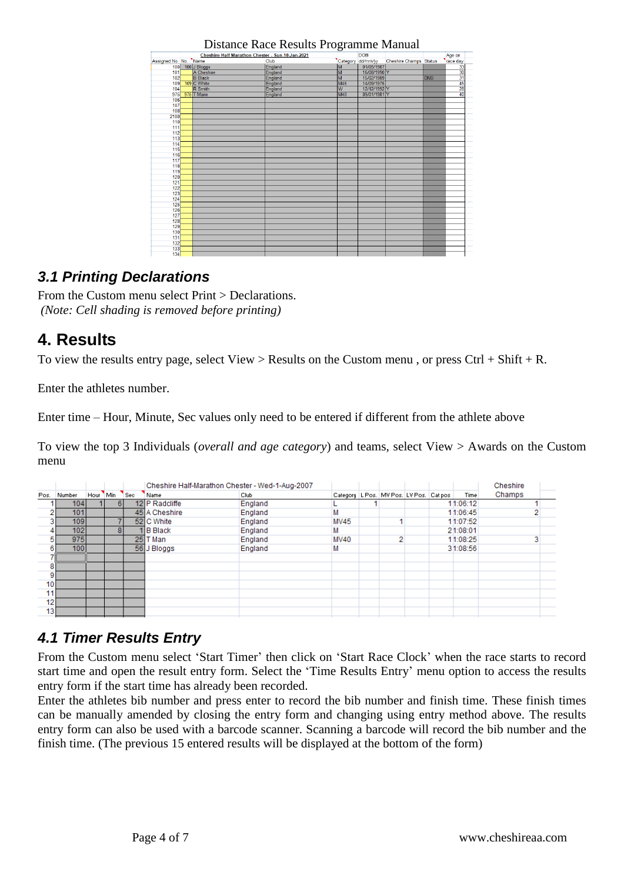| Cheshire Half Marathon Chester - Sun-10-Jan-2021 | | | | | | | | |
|---|---|---|---|---|---|---|---|---|
| Assigned No. | No. | Name | Club | Category | DOB dd/mm/yy | Cheshire Champs | Status | Age on race day |
| 100 | 100 | J Bloggs | England | M | 01/05/1987 | | | 33 |
| 101 | | A Cheshire | England | M | 15/08/1990 | Y | | 30 |
| 102 | | B Black | England | M | 15/02/1989 | | DNS | 31 |
| 109 | 109 | C White | England | M45 | 14/09/1975 | | | 45 |
| 104 | | R Smith | England | W | 12/12/1992 | Y | | 28 |
| 975 | 975 | T Mann | England | M40 | 05/01/1981 | Y | | 40 |
| 106 | | | | | | | | |
| 107 | | | | | | | | |
| 108 | | | | | | | | |
| 2100 | | | | | | | | |
| 110 | | | | | | | | |
| 111 | | | | | | | | |
| 112 | | | | | | | | |
| 113 | | | | | | | | |
| 114 | | | | | | | | |
| 115 | | | | | | | | |
| 116 | | | | | | | | |
| 117 | | | | | | | | |
| 118 | | | | | | | | |
| 119 | | | | | | | | |
| 120 | | | | | | | | |
| 121 | | | | | | | | |
| 122 | | | | | | | | |
| 123 | | | | | | | | |
| 124 | | | | | | | | |
| 125 | | | | | | | | |
| 126 | | | | | | | | |
| 127 | | | | | | | | |
| 128 | | | | | | | | |
| 129 | | | | | | | | |
| 130 | | | | | | | | |
| 131 | | | | | | | | |
| 132 | | | | | | | | |
| 133 | | | | | | | | |
| 134 | | | | | | | | |

## 3.1 Printing Declarations

From the Custom menu select Print > Declarations.
*(Note: Cell shading is removed before printing)*

# 4. Results

To view the results entry page, select View > Results on the Custom menu , or press Ctrl + Shift + R.

Enter the athletes number.

Enter time – Hour, Minute, Sec values only need to be entered if different from the athlete above

To view the top 3 Individuals (*overall and age category*) and teams, select View > Awards on the Custom menu

| | | | | | Cheshire Half-Marathon Chester - Wed-1-Aug-2007 | | | | | | | | Cheshire |
|---|---|---|---|---|---|---|---|---|---|---|---|---|---|
| Pos. | Number | Hour | Min | Sec | Name | Club | Category | L Pos. | MV Pos. | LV Pos. | Cat pos | Time | Champs |
| 1 | 104 | 1 | 6 | 12 | P Radcliffe | England | L | 1 | | | | 1 1:06:12 | 1 |
| 2 | 101 | | | 45 | A Cheshire | England | M | | | | | 1 1:06:45 | 2 |
| 3 | 109 | | 7 | 52 | C White | England | MV45 | | 1 | | | 1 1:07:52 | |
| 4 | 102 | | 8 | 1 | B Black | England | M | | | | | 2 1:08:01 | |
| 5 | 975 | | | 25 | T Man | England | MV40 | | 2 | | | 1 1:08:25 | 3 |
| 6 | 100 | | | 56 | J Bloggs | England | M | | | | | 3 1:08:56 | |
| 7 | | | | | | | | | | | | | |
| 8 | | | | | | | | | | | | | |
| 9 | | | | | | | | | | | | | |
| 10 | | | | | | | | | | | | | |
| 11 | | | | | | | | | | | | | |
| 12 | | | | | | | | | | | | | |
| 13 | | | | | | | | | | | | | |

## 4.1 Timer Results Entry

From the Custom menu select 'Start Timer' then click on 'Start Race Clock' when the race starts to record start time and open the result entry form. Select the 'Time Results Entry' menu option to access the results entry form if the start time has already been recorded.
Enter the athletes bib number and press enter to record the bib number and finish time. These finish times can be manually amended by closing the entry form and changing using entry method above. The results entry form can also be used with a barcode scanner. Scanning a barcode will record the bib number and the finish time. (The previous 15 entered results will be displayed at the bottom of the form)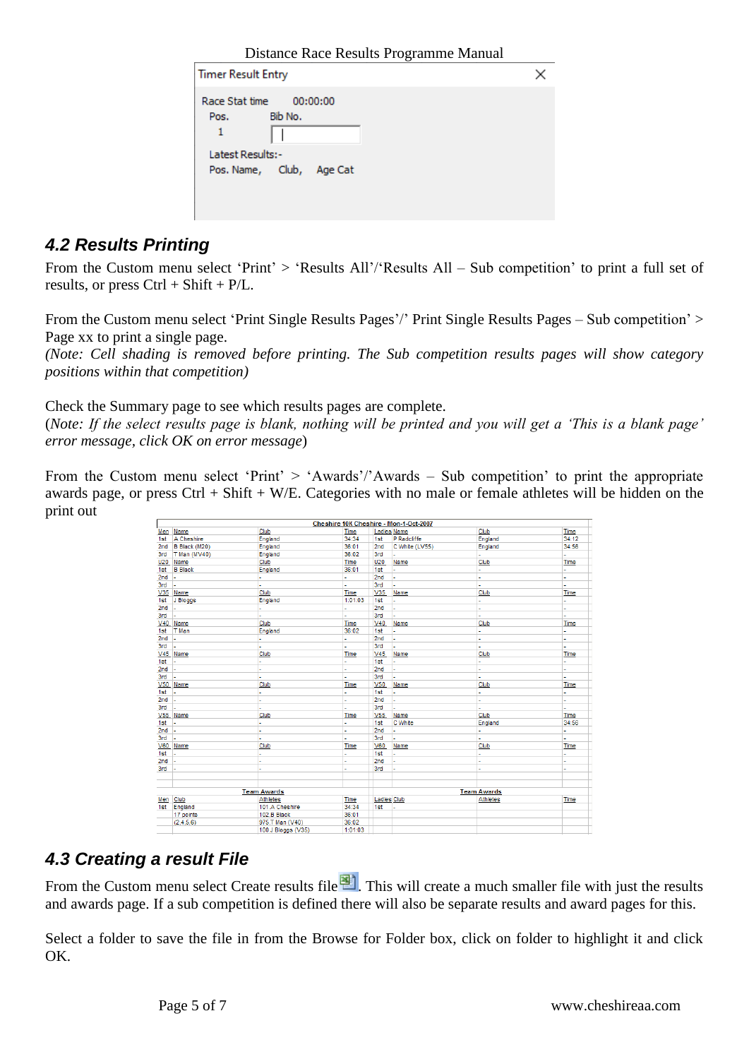Timer Result Entry

Race Stat time 00:00:00

Pos. Bib No.

1

Latest Results:-

Pos. Name, Club, Age Cat

## 4.2 Results Printing

From the Custom menu select 'Print' > 'Results All'/'Results All – Sub competition' to print a full set of results, or press Ctrl + Shift + P/L.

From the Custom menu select 'Print Single Results Pages'/' Print Single Results Pages – Sub competition' > Page xx to print a single page.
*(Note: Cell shading is removed before printing. The Sub competition results pages will show category positions within that competition)*

Check the Summary page to see which results pages are complete.
(*Note: If the select results page is blank, nothing will be printed and you will get a 'This is a blank page' error message, click OK on error message*)

From the Custom menu select 'Print' > 'Awards'/'Awards – Sub competition' to print the appropriate awards page, or press Ctrl + Shift + W/E. Categories with no male or female athletes will be hidden on the print out

**Cheshire 10K Cheshire - Mon-1-Oct-2007**

| Men | Name | Club | Time | Ladies | Name | Club | Time |
|---|---|---|---|---|---|---|---|
| 1st | A Cheshire | England | 34:34 | 1st | P Radcliffe | England | 34:12 |
| 2nd | B Black (M20) | England | 36:01 | 2nd | C White (LV55) | England | 34:56 |
| 3rd | T Man (MV40) | England | 36:02 | 3rd | - | - | - |
| U20 | Name | Club | Time | U20 | Name | Club | Time |
| 1st | B Black | England | 36:01 | 1st | - | - | - |
| 2nd | - | - | - | 2nd | - | - | - |
| 3rd | - | - | - | 3rd | - | - | - |
| V35 | Name | Club | Time | V35 | Name | Club | Time |
| 1st | J Bloggs | England | 1:01:03 | 1st | - | - | - |
| 2nd | - | - | - | 2nd | - | - | - |
| 3rd | - | - | - | 3rd | - | - | - |
| V40 | Name | Club | Time | V40 | Name | Club | Time |
| 1st | T Man | England | 36:02 | 1st | - | - | - |
| 2nd | - | - | - | 2nd | - | - | - |
| 3rd | - | - | - | 3rd | - | - | - |
| V45 | Name | Club | Time | V45 | Name | Club | Time |
| 1st | - | - | - | 1st | - | - | - |
| 2nd | - | - | - | 2nd | - | - | - |
| 3rd | - | - | - | 3rd | - | - | - |
| V50 | Name | Club | Time | V50 | Name | Club | Time |
| 1st | - | - | - | 1st | - | - | - |
| 2nd | - | - | - | 2nd | - | - | - |
| 3rd | - | - | - | 3rd | - | - | - |
| V55 | Name | Club | Time | V55 | Name | Club | Time |
| 1st | - | - | - | 1st | C White | England | 34:56 |
| 2nd | - | - | - | 2nd | - | - | - |
| 3rd | - | - | - | 3rd | - | - | - |
| V60 | Name | Club | Time | V60 | Name | Club | Time |
| 1st | - | - | - | 1st | - | - | - |
| 2nd | - | - | - | 2nd | - | - | - |
| 3rd | - | - | - | 3rd | - | - | - |

| | Team Awards | | | | Team Awards | | |
|---|---|---|---|---|---|---|---|
| Men | Club | Athletes | Time | Ladies | Club | Athletes | Time |
| 1st | England | 101 A Cheshire | 34:34 | 1st | - | | |
| | 17 points | 102 B Black | 36:01 | | | | |
| | (2,4,5,6) | 975 T Man (V40) | 36:02 | | | | |
| | | 100 J Bloggs (V35) | 1:01:03 | | | | |

## 4.3 Creating a result File

From the Custom menu select Create results file. This will create a much smaller file with just the results and awards page. If a sub competition is defined there will also be separate results and award pages for this.

Select a folder to save the file in from the Browse for Folder box, click on folder to highlight it and click OK.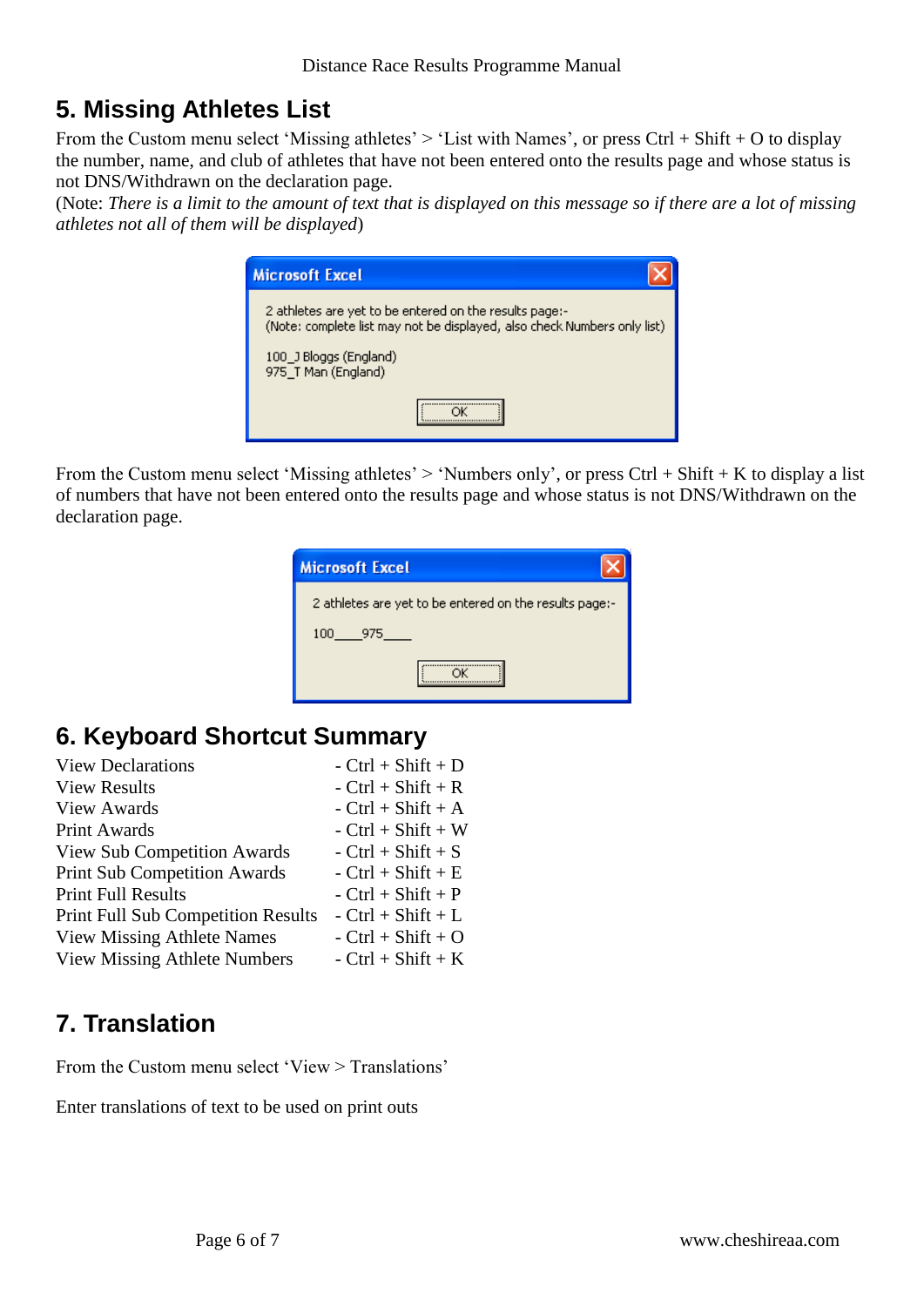## 5. Missing Athletes List

From the Custom menu select 'Missing athletes' > 'List with Names', or press Ctrl + Shift + O to display the number, name, and club of athletes that have not been entered onto the results page and whose status is not DNS/Withdrawn on the declaration page.
(Note: *There is a limit to the amount of text that is displayed on this message so if there are a lot of missing athletes not all of them will be displayed*)

From the Custom menu select 'Missing athletes' > 'Numbers only', or press Ctrl + Shift + K to display a list of numbers that have not been entered onto the results page and whose status is not DNS/Withdrawn on the declaration page.

## 6. Keyboard Shortcut Summary

| | |
|---|---|
| View Declarations | - Ctrl + Shift + D |
| View Results | - Ctrl + Shift + R |
| View Awards | - Ctrl + Shift + A |
| Print Awards | - Ctrl + Shift + W |
| View Sub Competition Awards | - Ctrl + Shift + S |
| Print Sub Competition Awards | - Ctrl + Shift + E |
| Print Full Results | - Ctrl + Shift + P |
| Print Full Sub Competition Results | - Ctrl + Shift + L |
| View Missing Athlete Names | - Ctrl + Shift + O |
| View Missing Athlete Numbers | - Ctrl + Shift + K |

## 7. Translation

From the Custom menu select 'View > Translations'

Enter translations of text to be used on print outs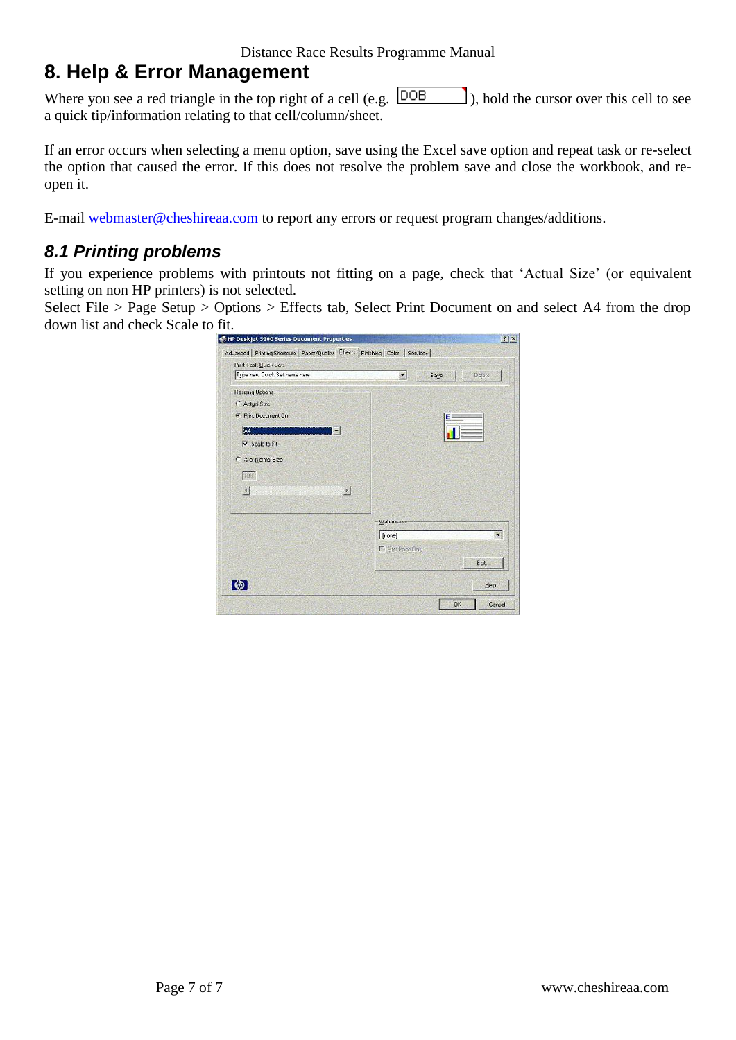# 8. Help & Error Management

Where you see a red triangle in the top right of a cell (e.g. DOB ), hold the cursor over this cell to see a quick tip/information relating to that cell/column/sheet.

If an error occurs when selecting a menu option, save using the Excel save option and repeat task or re-select the option that caused the error. If this does not resolve the problem save and close the workbook, and re-open it.

E-mail webmaster@cheshireaa.com to report any errors or request program changes/additions.

## 8.1 Printing problems

If you experience problems with printouts not fitting on a page, check that 'Actual Size' (or equivalent setting on non HP printers) is not selected.
Select File > Page Setup > Options > Effects tab, Select Print Document on and select A4 from the drop down list and check Scale to fit.